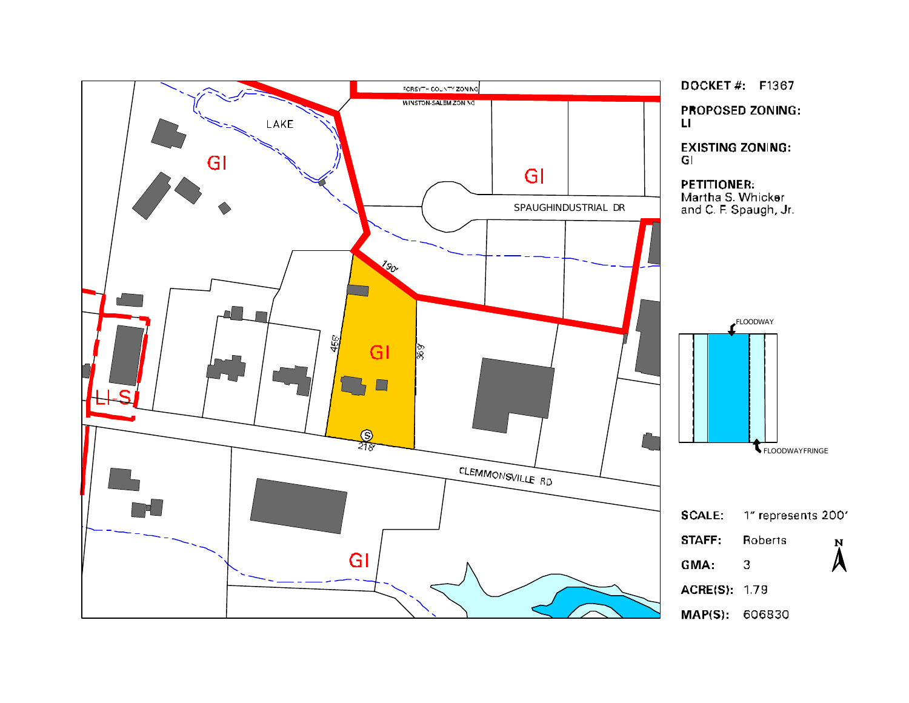DOCKET #: F1367

PROPOSED ZONING: LI

EXISTING ZONING: GI

PETITIONER: Martha S. Whicker and C. F. Spaugh, Jr.

SCALE: 1" represents 200'

STAFF: Roberts

GMA: 3

ACRE(S): 1.79

MAP(S): 606830

FORSYTH COUNTY ZONING

WINSTON-SALEM ZONING

LAKE

GI

GI

SPAUGHINDUSTRIAL DR

190'

455'

GI

369'

LI-S

218'

CLEMMONSVILLE RD

GI

FLOODWAY

FLOODWAYFRINGE

N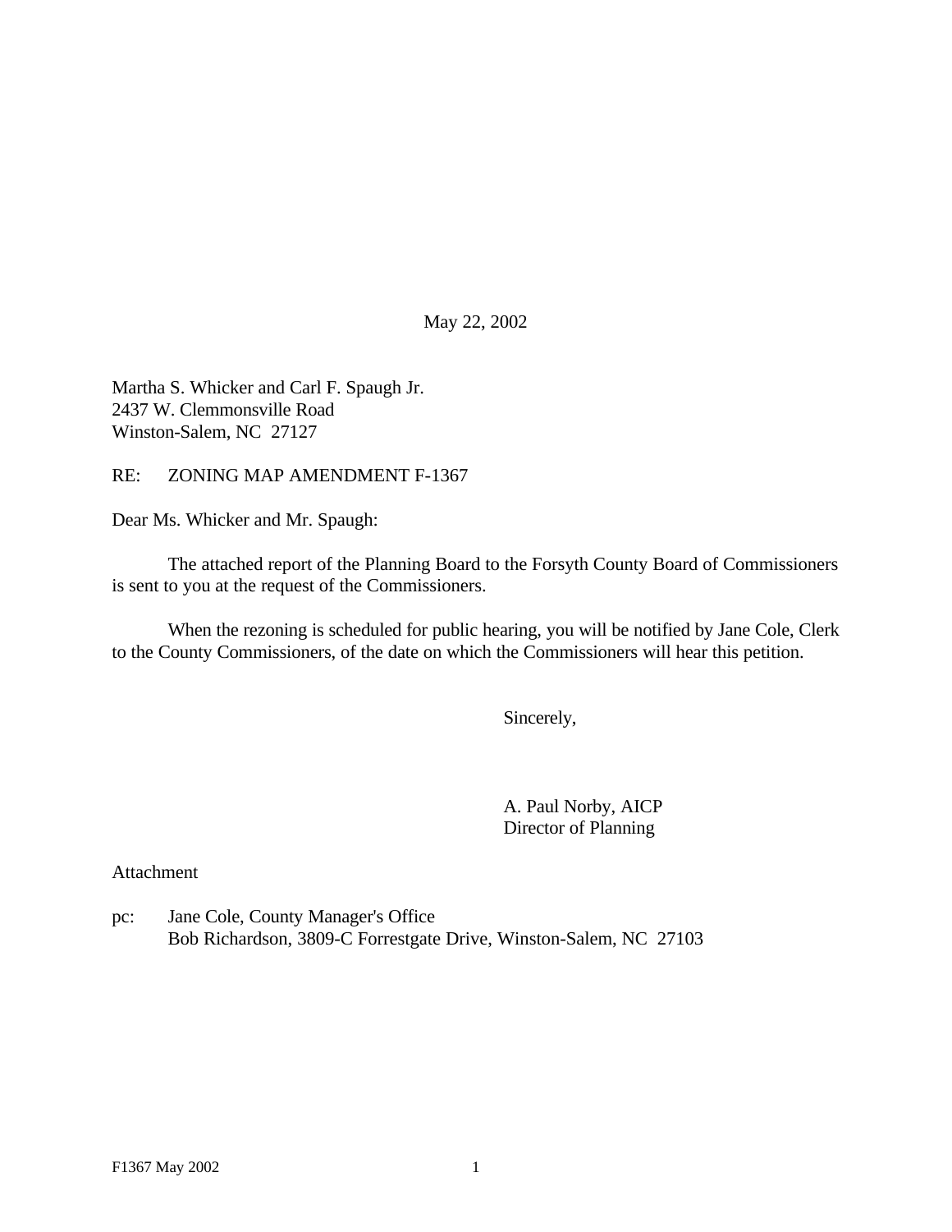May 22, 2002

Martha S. Whicker and Carl F. Spaugh Jr.
2437 W. Clemmonsville Road
Winston-Salem, NC 27127

RE: ZONING MAP AMENDMENT F-1367

Dear Ms. Whicker and Mr. Spaugh:

The attached report of the Planning Board to the Forsyth County Board of Commissioners is sent to you at the request of the Commissioners.

When the rezoning is scheduled for public hearing, you will be notified by Jane Cole, Clerk to the County Commissioners, of the date on which the Commissioners will hear this petition.

Sincerely,

A. Paul Norby, AICP
Director of Planning

Attachment

pc: Jane Cole, County Manager's Office
Bob Richardson, 3809-C Forrestgate Drive, Winston-Salem, NC 27103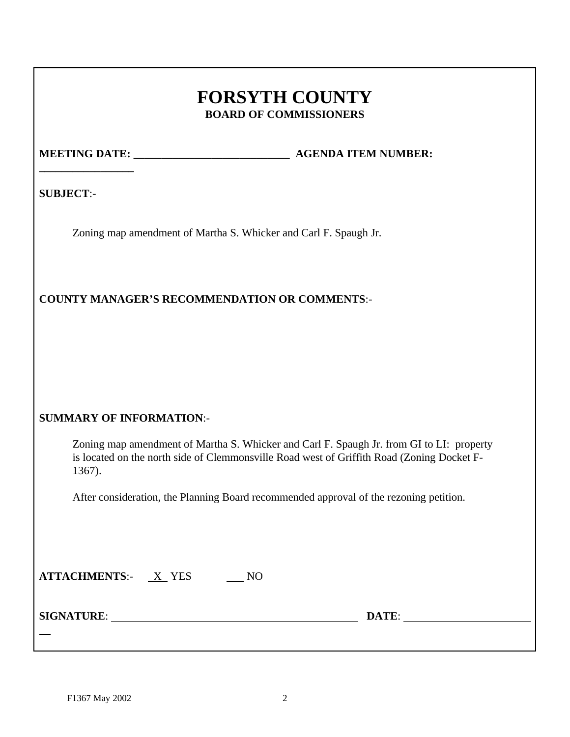# FORSYTH COUNTY

## BOARD OF COMMISSIONERS

**MEETING DATE:** ___________________________ **AGENDA ITEM NUMBER:** _________________

**SUBJECT**:-

Zoning map amendment of Martha S. Whicker and Carl F. Spaugh Jr.

**COUNTY MANAGER'S RECOMMENDATION OR COMMENTS**:-

**SUMMARY OF INFORMATION**:-

Zoning map amendment of Martha S. Whicker and Carl F. Spaugh Jr. from GI to LI: property is located on the north side of Clemmonsville Road west of Griffith Road (Zoning Docket F-1367).

After consideration, the Planning Board recommended approval of the rezoning petition.

**ATTACHMENTS**:- X YES ___ NO

**SIGNATURE**: _____________________________________________ **DATE**: _______________________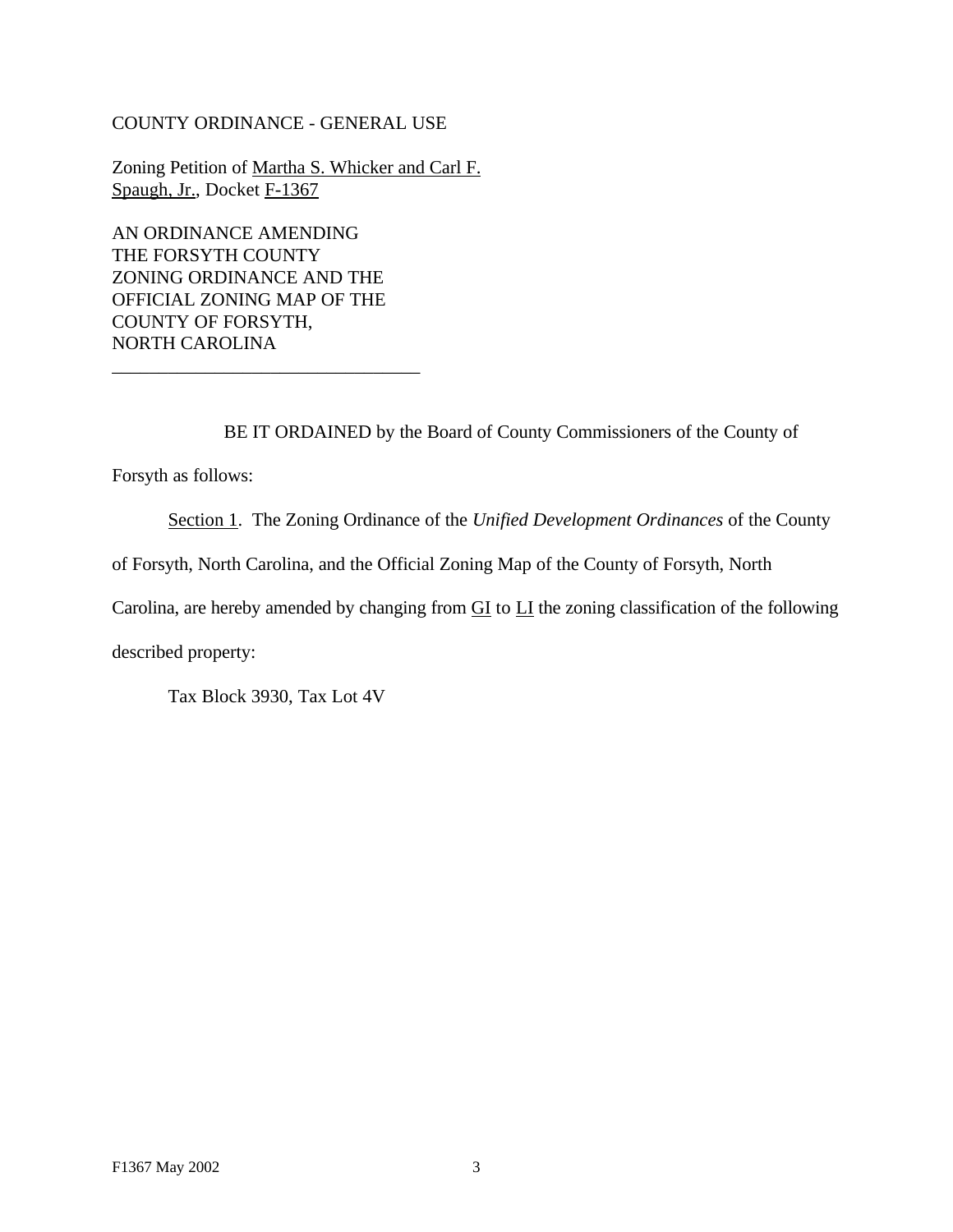COUNTY ORDINANCE - GENERAL USE

Zoning Petition of Martha S. Whicker and Carl F. Spaugh, Jr., Docket F-1367

AN ORDINANCE AMENDING THE FORSYTH COUNTY ZONING ORDINANCE AND THE OFFICIAL ZONING MAP OF THE COUNTY OF FORSYTH, NORTH CAROLINA

---

BE IT ORDAINED by the Board of County Commissioners of the County of Forsyth as follows:

Section 1. The Zoning Ordinance of the *Unified Development Ordinances* of the County of Forsyth, North Carolina, and the Official Zoning Map of the County of Forsyth, North Carolina, are hereby amended by changing from GI to LI the zoning classification of the following described property:

Tax Block 3930, Tax Lot 4V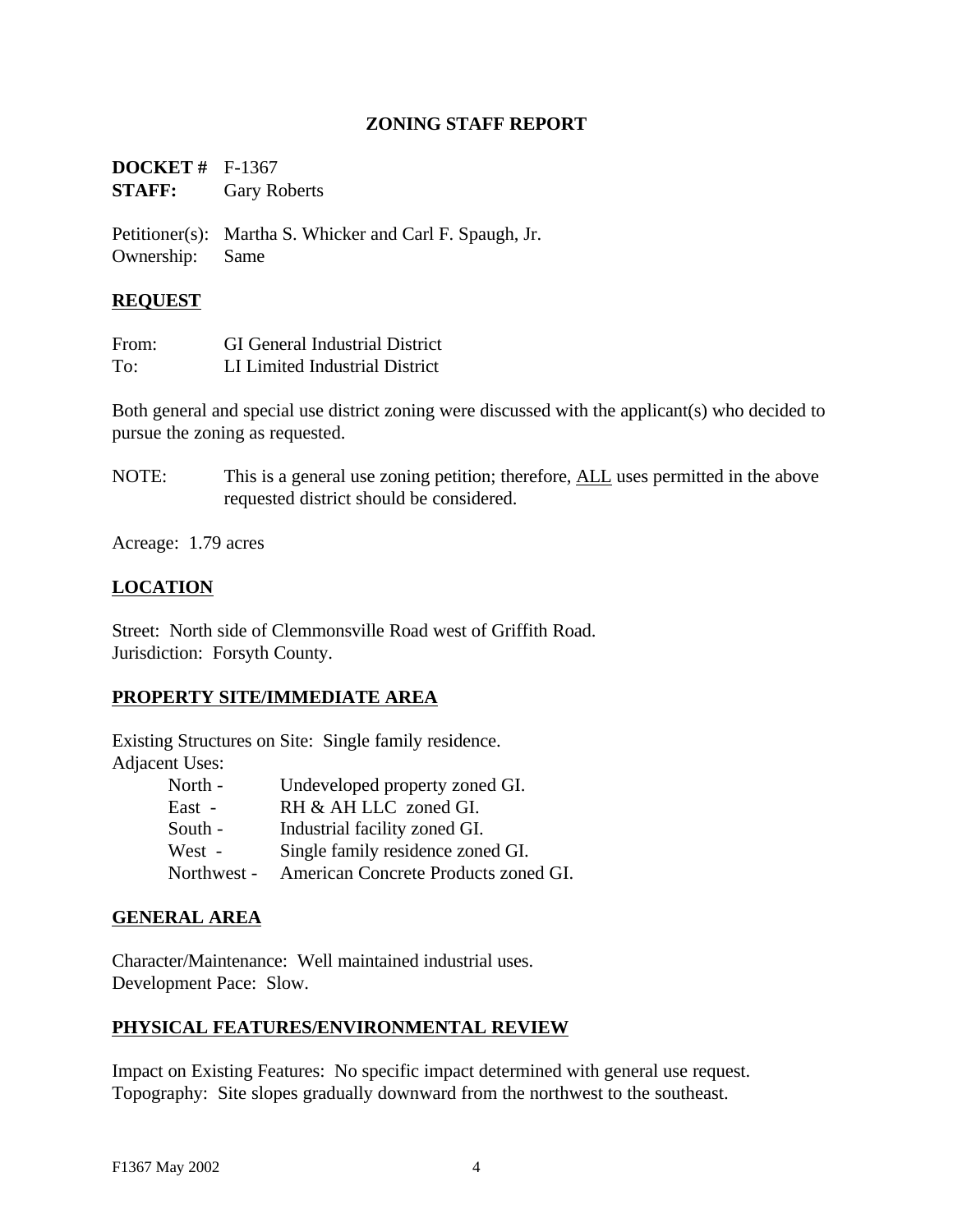## ZONING STAFF REPORT

**DOCKET #** F-1367
**STAFF:** Gary Roberts

Petitioner(s): Martha S. Whicker and Carl F. Spaugh, Jr.
Ownership: Same

### REQUEST

From: GI General Industrial District
To: LI Limited Industrial District

Both general and special use district zoning were discussed with the applicant(s) who decided to pursue the zoning as requested.

NOTE: This is a general use zoning petition; therefore, ALL uses permitted in the above requested district should be considered.

Acreage: 1.79 acres

### LOCATION

Street: North side of Clemmonsville Road west of Griffith Road.
Jurisdiction: Forsyth County.

### PROPERTY SITE/IMMEDIATE AREA

Existing Structures on Site: Single family residence.
Adjacent Uses:

- North - Undeveloped property zoned GI.
- East - RH & AH LLC zoned GI.
- South - Industrial facility zoned GI.
- West - Single family residence zoned GI.
- Northwest - American Concrete Products zoned GI.

### GENERAL AREA

Character/Maintenance: Well maintained industrial uses.
Development Pace: Slow.

### PHYSICAL FEATURES/ENVIRONMENTAL REVIEW

Impact on Existing Features: No specific impact determined with general use request.
Topography: Site slopes gradually downward from the northwest to the southeast.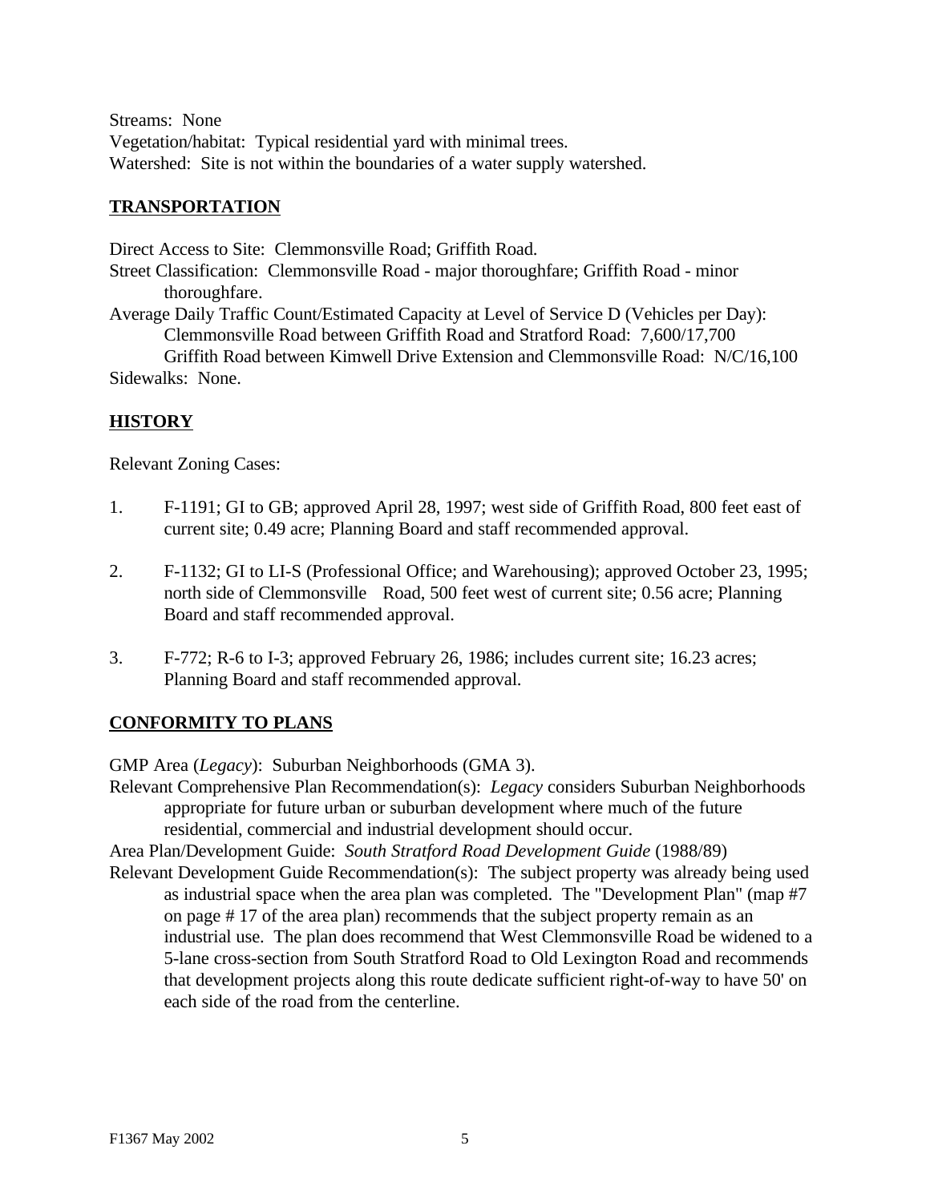Streams: None
Vegetation/habitat: Typical residential yard with minimal trees.
Watershed: Site is not within the boundaries of a water supply watershed.

## TRANSPORTATION

Direct Access to Site: Clemmonsville Road; Griffith Road.
Street Classification: Clemmonsville Road - major thoroughfare; Griffith Road - minor thoroughfare.
Average Daily Traffic Count/Estimated Capacity at Level of Service D (Vehicles per Day):
Clemmonsville Road between Griffith Road and Stratford Road: 7,600/17,700
Griffith Road between Kimwell Drive Extension and Clemmonsville Road: N/C/16,100
Sidewalks: None.

## HISTORY

Relevant Zoning Cases:

1. F-1191; GI to GB; approved April 28, 1997; west side of Griffith Road, 800 feet east of current site; 0.49 acre; Planning Board and staff recommended approval.

2. F-1132; GI to LI-S (Professional Office; and Warehousing); approved October 23, 1995; north side of Clemmonsville Road, 500 feet west of current site; 0.56 acre; Planning Board and staff recommended approval.

3. F-772; R-6 to I-3; approved February 26, 1986; includes current site; 16.23 acres; Planning Board and staff recommended approval.

## CONFORMITY TO PLANS

GMP Area (*Legacy*): Suburban Neighborhoods (GMA 3).
Relevant Comprehensive Plan Recommendation(s): *Legacy* considers Suburban Neighborhoods appropriate for future urban or suburban development where much of the future residential, commercial and industrial development should occur.
Area Plan/Development Guide: *South Stratford Road Development Guide* (1988/89)
Relevant Development Guide Recommendation(s): The subject property was already being used as industrial space when the area plan was completed. The "Development Plan" (map #7 on page # 17 of the area plan) recommends that the subject property remain as an industrial use. The plan does recommend that West Clemmonsville Road be widened to a 5-lane cross-section from South Stratford Road to Old Lexington Road and recommends that development projects along this route dedicate sufficient right-of-way to have 50' on each side of the road from the centerline.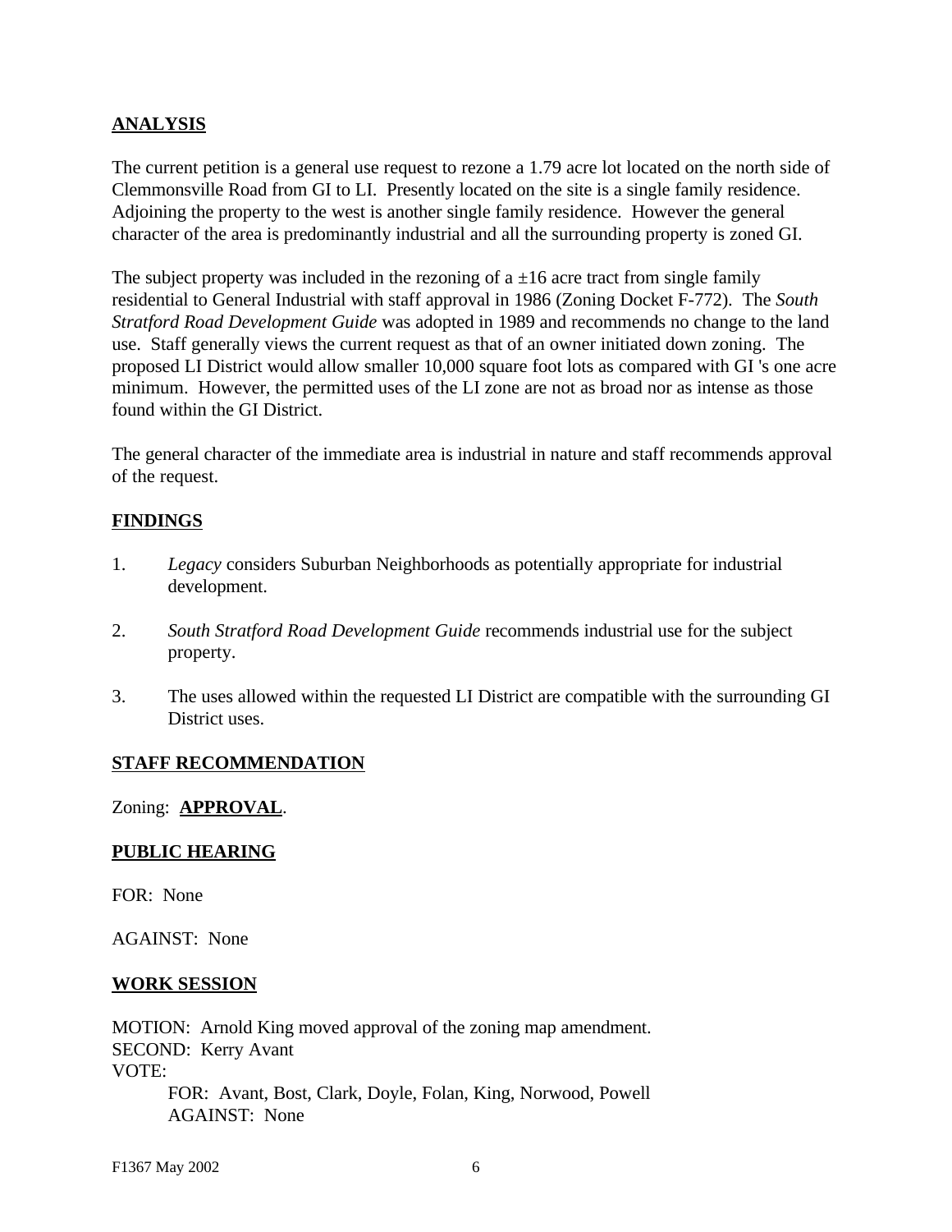## ANALYSIS

The current petition is a general use request to rezone a 1.79 acre lot located on the north side of Clemmonsville Road from GI to LI. Presently located on the site is a single family residence. Adjoining the property to the west is another single family residence. However the general character of the area is predominantly industrial and all the surrounding property is zoned GI.

The subject property was included in the rezoning of a ±16 acre tract from single family residential to General Industrial with staff approval in 1986 (Zoning Docket F-772). The *South Stratford Road Development Guide* was adopted in 1989 and recommends no change to the land use. Staff generally views the current request as that of an owner initiated down zoning. The proposed LI District would allow smaller 10,000 square foot lots as compared with GI 's one acre minimum. However, the permitted uses of the LI zone are not as broad nor as intense as those found within the GI District.

The general character of the immediate area is industrial in nature and staff recommends approval of the request.

## FINDINGS

1. *Legacy* considers Suburban Neighborhoods as potentially appropriate for industrial development.

2. *South Stratford Road Development Guide* recommends industrial use for the subject property.

3. The uses allowed within the requested LI District are compatible with the surrounding GI District uses.

## STAFF RECOMMENDATION

Zoning: **APPROVAL**.

## PUBLIC HEARING

FOR: None

AGAINST: None

## WORK SESSION

MOTION: Arnold King moved approval of the zoning map amendment.
SECOND: Kerry Avant
VOTE:
FOR: Avant, Bost, Clark, Doyle, Folan, King, Norwood, Powell
AGAINST: None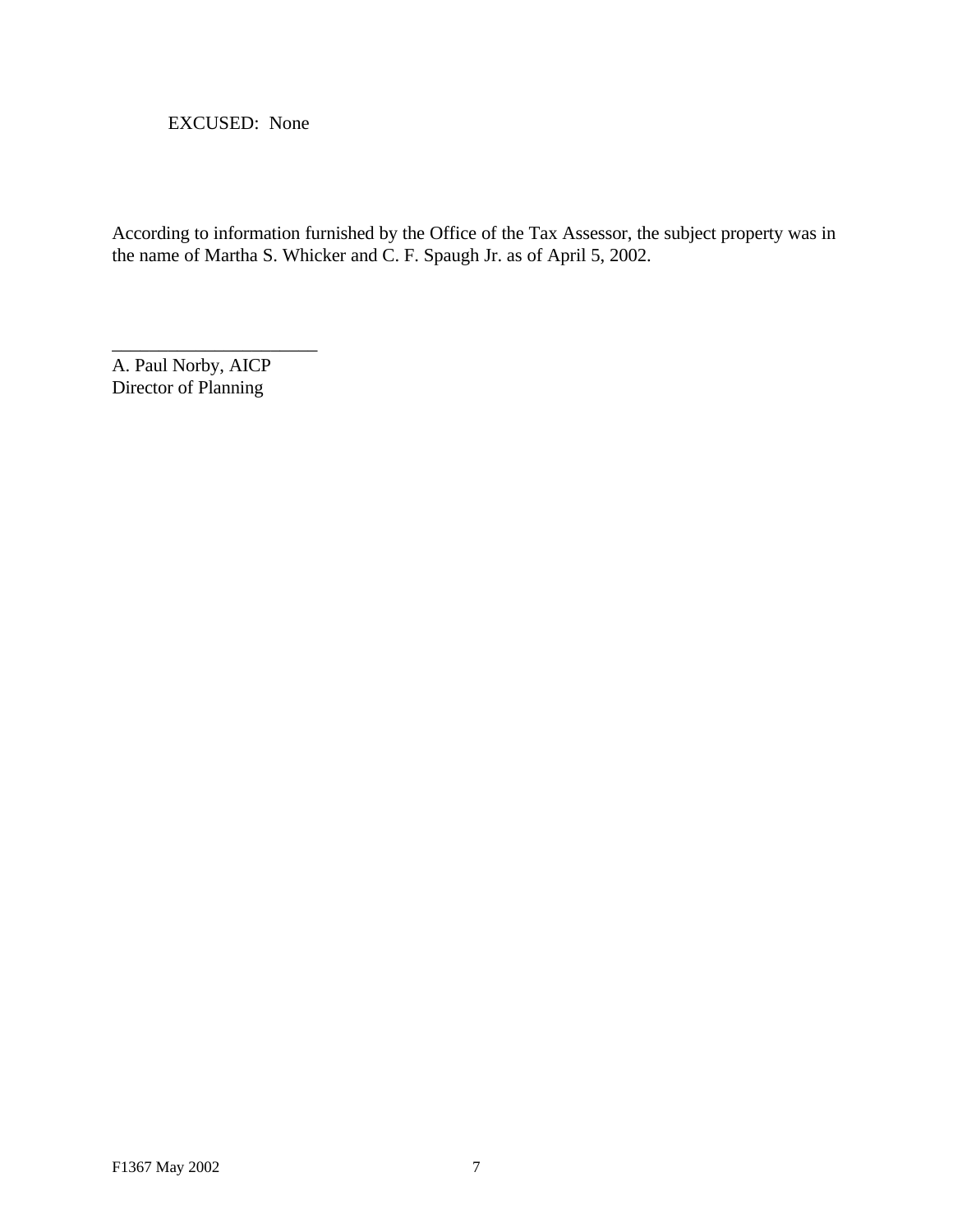EXCUSED: None

According to information furnished by the Office of the Tax Assessor, the subject property was in the name of Martha S. Whicker and C. F. Spaugh Jr. as of April 5, 2002.

_______________________

A. Paul Norby, AICP
Director of Planning